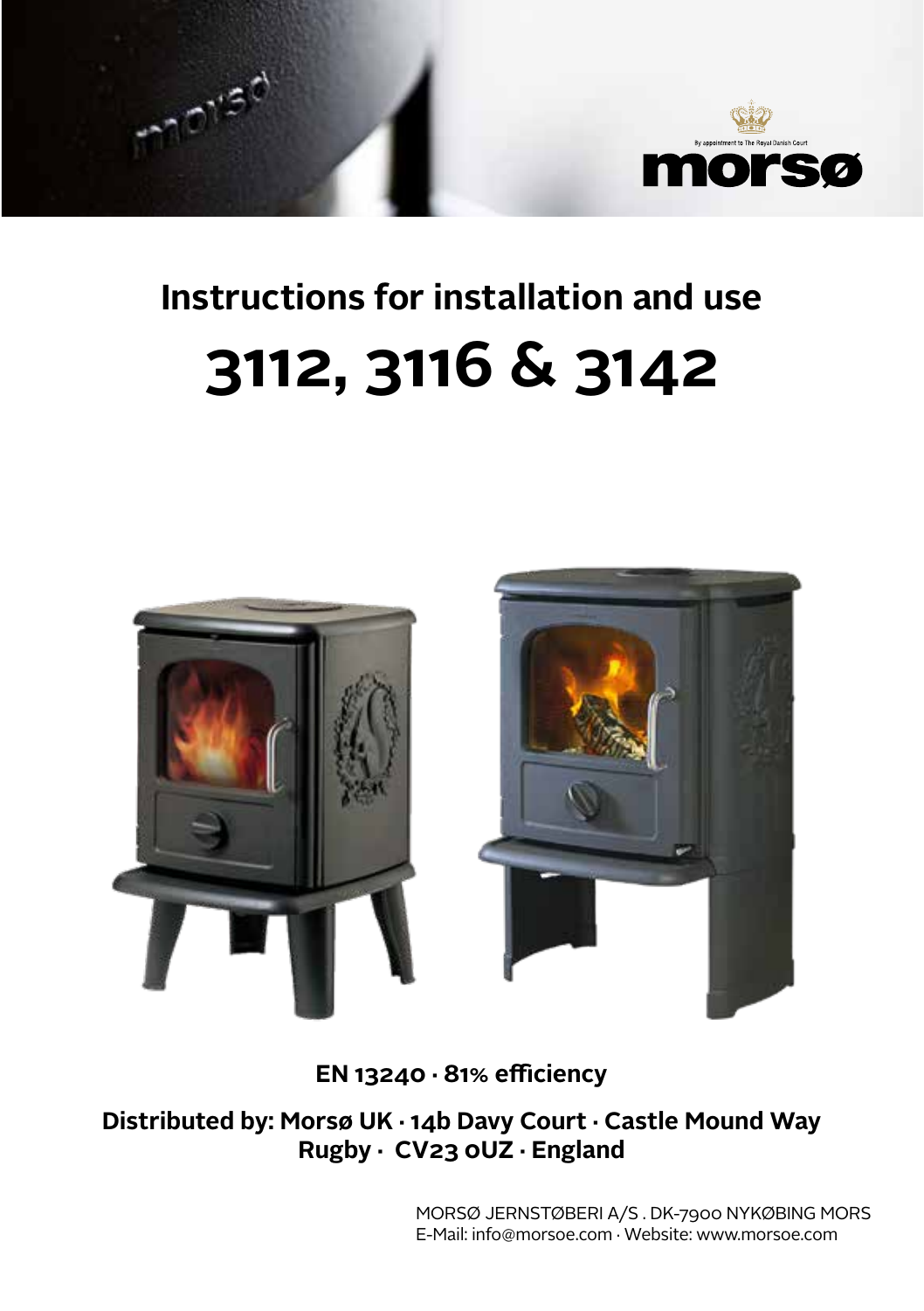By appointment to The Royal Danish Court

morsø

# Instructions for installation and use

# 3112, 3116 & 3142

**EN 13240 · 81% efficiency**

**Distributed by: Morsø UK · 14b Davy Court · Castle Mound Way Rugby · CV23 0UZ · England**

MORSØ JERNSTØBERI A/S . DK-7900 NYKØBING MORS
E-Mail: info@morsoe.com · Website: www.morsoe.com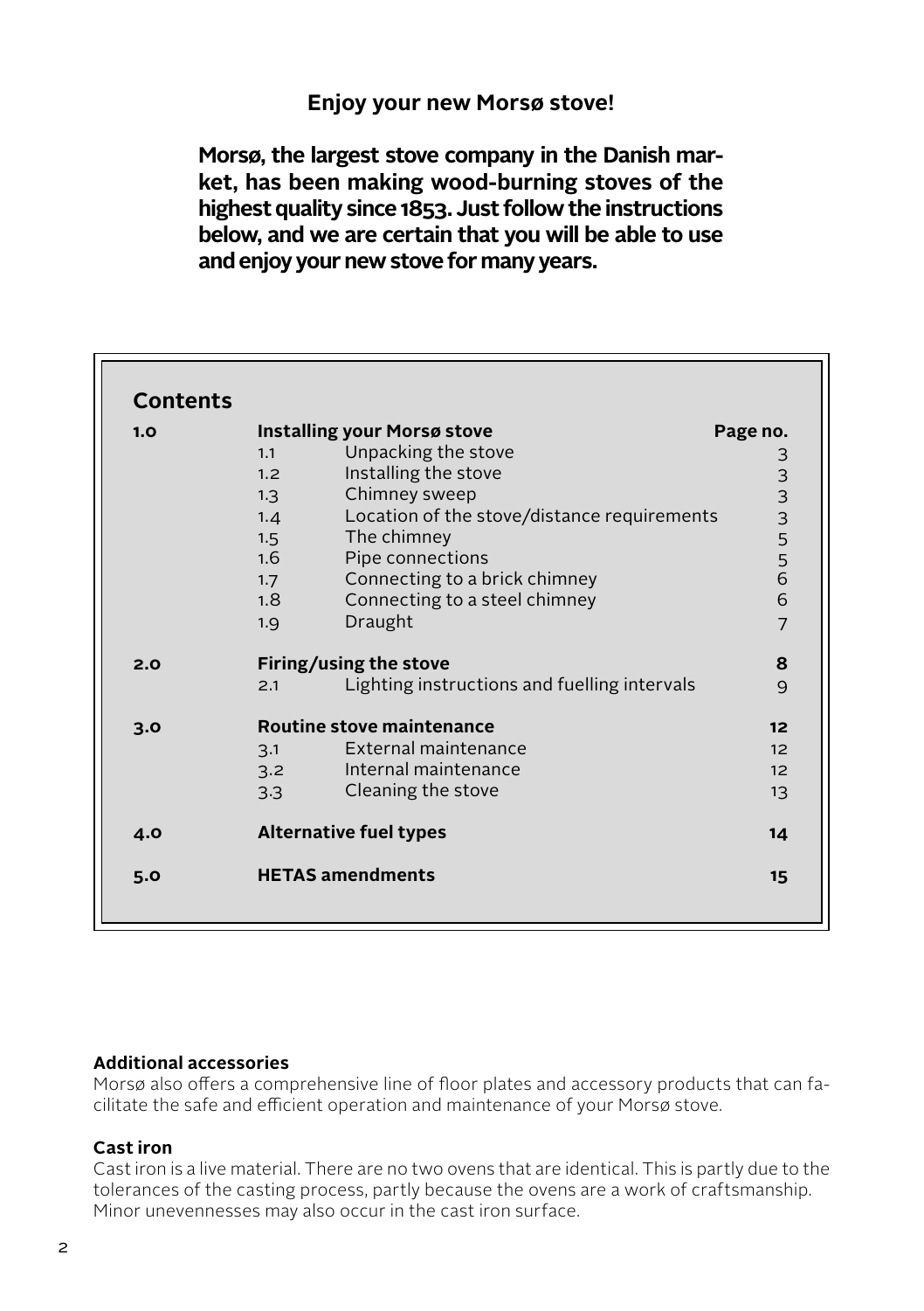## Enjoy your new Morsø stove!

**Morsø, the largest stove company in the Danish market, has been making wood-burning stoves of the highest quality since 1853. Just follow the instructions below, and we are certain that you will be able to use and enjoy your new stove for many years.**

## Contents

| | | | Page no. |
|---|---|---|---|
| **1.0** | **Installing your Morsø stove** | | |
| | 1.1 | Unpacking the stove | 3 |
| | 1.2 | Installing the stove | 3 |
| | 1.3 | Chimney sweep | 3 |
| | 1.4 | Location of the stove/distance requirements | 3 |
| | 1.5 | The chimney | 5 |
| | 1.6 | Pipe connections | 5 |
| | 1.7 | Connecting to a brick chimney | 6 |
| | 1.8 | Connecting to a steel chimney | 6 |
| | 1.9 | Draught | 7 |
| **2.0** | **Firing/using the stove** | | **8** |
| | 2.1 | Lighting instructions and fuelling intervals | 9 |
| **3.0** | **Routine stove maintenance** | | **12** |
| | 3.1 | External maintenance | 12 |
| | 3.2 | Internal maintenance | 12 |
| | 3.3 | Cleaning the stove | 13 |
| **4.0** | **Alternative fuel types** | | **14** |
| **5.0** | **HETAS amendments** | | **15** |

**Additional accessories**

Morsø also offers a comprehensive line of floor plates and accessory products that can facilitate the safe and efficient operation and maintenance of your Morsø stove.

**Cast iron**

Cast iron is a live material. There are no two ovens that are identical. This is partly due to the tolerances of the casting process, partly because the ovens are a work of craftsmanship. Minor unevennesses may also occur in the cast iron surface.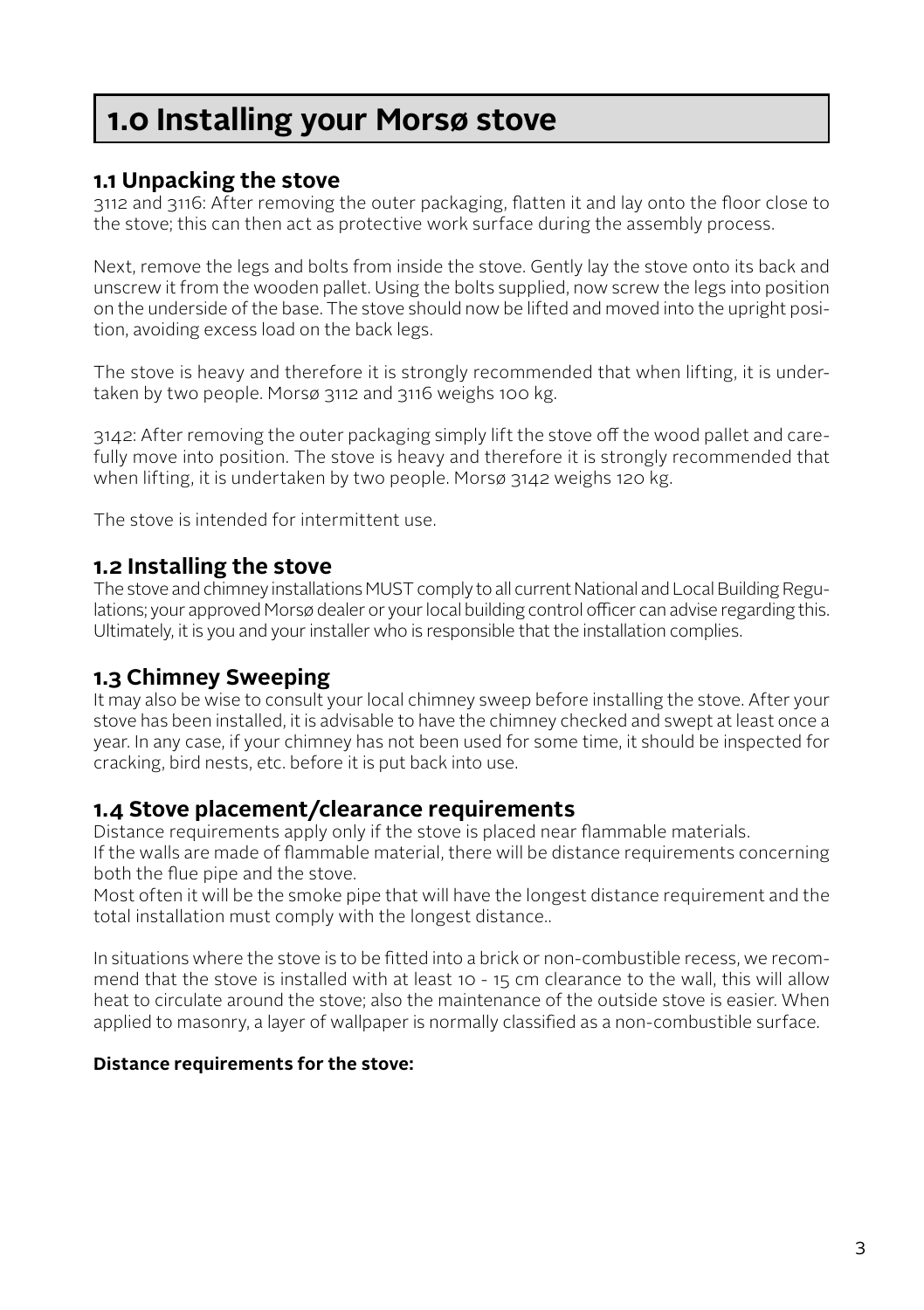# 1.0 Installing your Morsø stove

## 1.1 Unpacking the stove

3112 and 3116: After removing the outer packaging, flatten it and lay onto the floor close to the stove; this can then act as protective work surface during the assembly process.

Next, remove the legs and bolts from inside the stove. Gently lay the stove onto its back and unscrew it from the wooden pallet. Using the bolts supplied, now screw the legs into position on the underside of the base. The stove should now be lifted and moved into the upright position, avoiding excess load on the back legs.

The stove is heavy and therefore it is strongly recommended that when lifting, it is undertaken by two people. Morsø 3112 and 3116 weighs 100 kg.

3142: After removing the outer packaging simply lift the stove off the wood pallet and carefully move into position. The stove is heavy and therefore it is strongly recommended that when lifting, it is undertaken by two people. Morsø 3142 weighs 120 kg.

The stove is intended for intermittent use.

## 1.2 Installing the stove

The stove and chimney installations MUST comply to all current National and Local Building Regulations; your approved Morsø dealer or your local building control officer can advise regarding this. Ultimately, it is you and your installer who is responsible that the installation complies.

## 1.3 Chimney Sweeping

It may also be wise to consult your local chimney sweep before installing the stove. After your stove has been installed, it is advisable to have the chimney checked and swept at least once a year. In any case, if your chimney has not been used for some time, it should be inspected for cracking, bird nests, etc. before it is put back into use.

## 1.4 Stove placement/clearance requirements

Distance requirements apply only if the stove is placed near flammable materials.
If the walls are made of flammable material, there will be distance requirements concerning both the flue pipe and the stove.
Most often it will be the smoke pipe that will have the longest distance requirement and the total installation must comply with the longest distance..

In situations where the stove is to be fitted into a brick or non-combustible recess, we recommend that the stove is installed with at least 10 - 15 cm clearance to the wall, this will allow heat to circulate around the stove; also the maintenance of the outside stove is easier. When applied to masonry, a layer of wallpaper is normally classified as a non-combustible surface.

**Distance requirements for the stove:**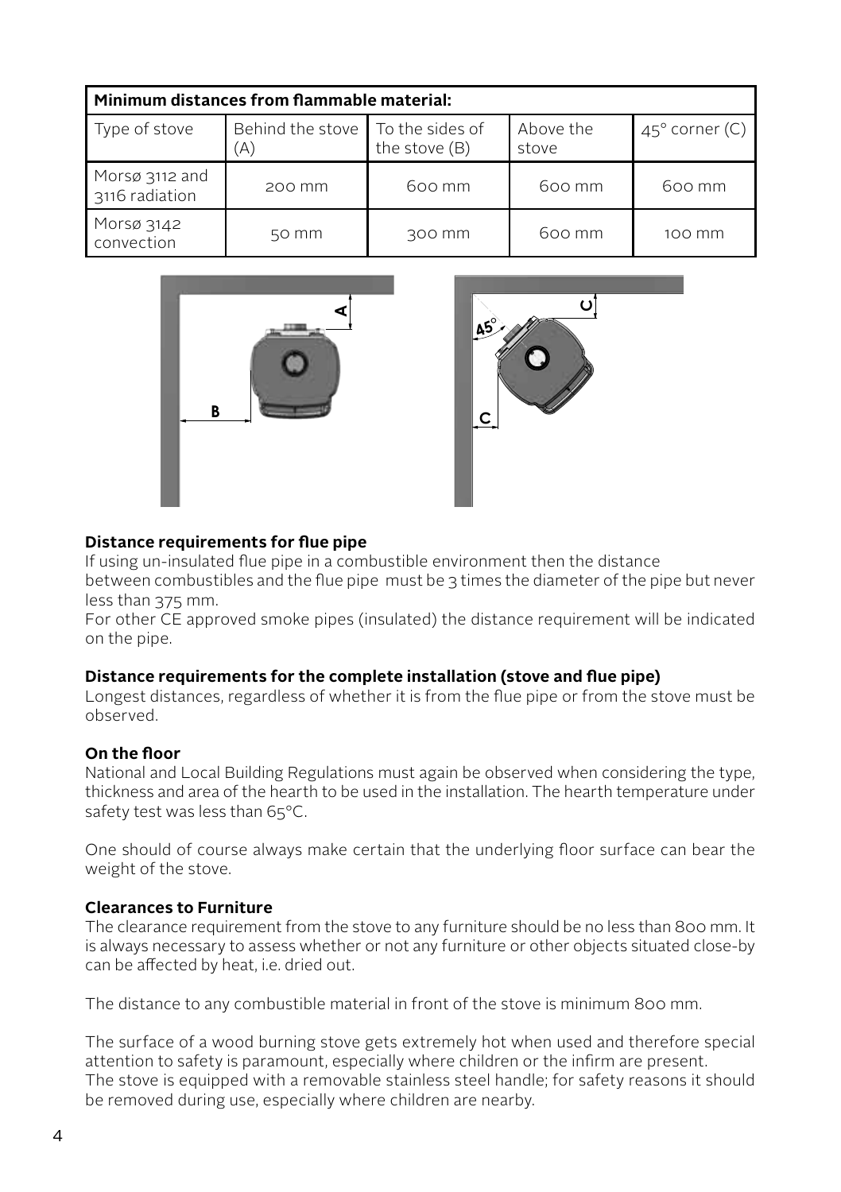| Minimum distances from flammable material: | | | | |
|---|---|---|---|---|
| Type of stove | Behind the stove (A) | To the sides of the stove (B) | Above the stove | 45° corner (C) |
| Morsø 3112 and 3116 radiation | 200 mm | 600 mm | 600 mm | 600 mm |
| Morsø 3142 convection | 50 mm | 300 mm | 600 mm | 100 mm |

### Distance requirements for flue pipe

If using un-insulated flue pipe in a combustible environment then the distance between combustibles and the flue pipe must be 3 times the diameter of the pipe but never less than 375 mm.
For other CE approved smoke pipes (insulated) the distance requirement will be indicated on the pipe.

### Distance requirements for the complete installation (stove and flue pipe)

Longest distances, regardless of whether it is from the flue pipe or from the stove must be observed.

### On the floor

National and Local Building Regulations must again be observed when considering the type, thickness and area of the hearth to be used in the installation. The hearth temperature under safety test was less than 65°C.

One should of course always make certain that the underlying floor surface can bear the weight of the stove.

### Clearances to Furniture

The clearance requirement from the stove to any furniture should be no less than 800 mm. It is always necessary to assess whether or not any furniture or other objects situated close-by can be affected by heat, i.e. dried out.

The distance to any combustible material in front of the stove is minimum 800 mm.

The surface of a wood burning stove gets extremely hot when used and therefore special attention to safety is paramount, especially where children or the infirm are present.
The stove is equipped with a removable stainless steel handle; for safety reasons it should be removed during use, especially where children are nearby.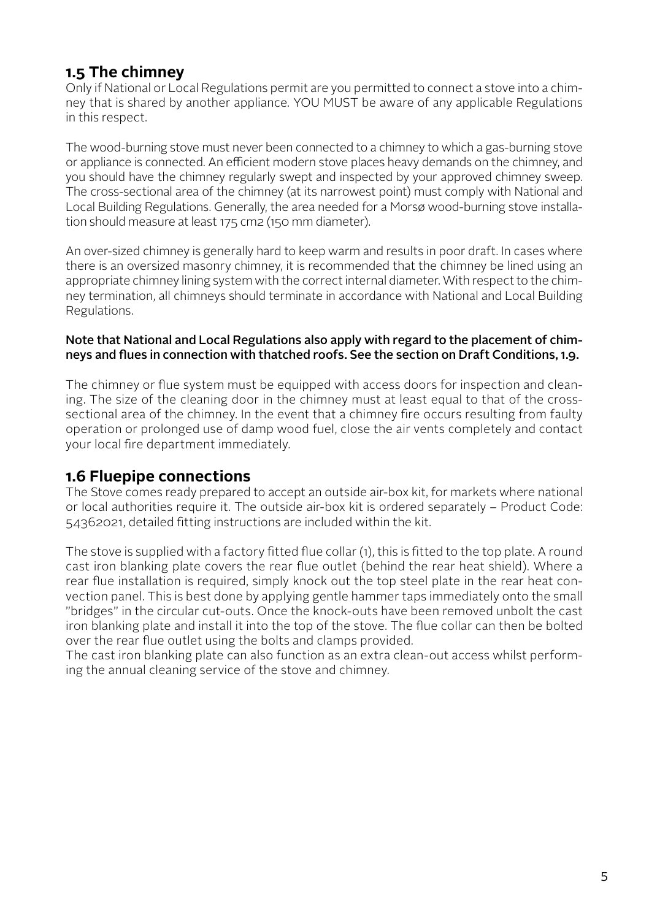## 1.5 The chimney

Only if National or Local Regulations permit are you permitted to connect a stove into a chimney that is shared by another appliance. YOU MUST be aware of any applicable Regulations in this respect.

The wood-burning stove must never been connected to a chimney to which a gas-burning stove or appliance is connected. An efficient modern stove places heavy demands on the chimney, and you should have the chimney regularly swept and inspected by your approved chimney sweep. The cross-sectional area of the chimney (at its narrowest point) must comply with National and Local Building Regulations. Generally, the area needed for a Morsø wood-burning stove installation should measure at least 175 cm2 (150 mm diameter).

An over-sized chimney is generally hard to keep warm and results in poor draft. In cases where there is an oversized masonry chimney, it is recommended that the chimney be lined using an appropriate chimney lining system with the correct internal diameter. With respect to the chimney termination, all chimneys should terminate in accordance with National and Local Building Regulations.

**Note that National and Local Regulations also apply with regard to the placement of chimneys and flues in connection with thatched roofs. See the section on Draft Conditions, 1.9.**

The chimney or flue system must be equipped with access doors for inspection and cleaning. The size of the cleaning door in the chimney must at least equal to that of the cross-sectional area of the chimney. In the event that a chimney fire occurs resulting from faulty operation or prolonged use of damp wood fuel, close the air vents completely and contact your local fire department immediately.

## 1.6 Fluepipe connections

The Stove comes ready prepared to accept an outside air-box kit, for markets where national or local authorities require it. The outside air-box kit is ordered separately – Product Code: 54362021, detailed fitting instructions are included within the kit.

The stove is supplied with a factory fitted flue collar (1), this is fitted to the top plate. A round cast iron blanking plate covers the rear flue outlet (behind the rear heat shield). Where a rear flue installation is required, simply knock out the top steel plate in the rear heat convection panel. This is best done by applying gentle hammer taps immediately onto the small "bridges" in the circular cut-outs. Once the knock-outs have been removed unbolt the cast iron blanking plate and install it into the top of the stove. The flue collar can then be bolted over the rear flue outlet using the bolts and clamps provided.

The cast iron blanking plate can also function as an extra clean-out access whilst performing the annual cleaning service of the stove and chimney.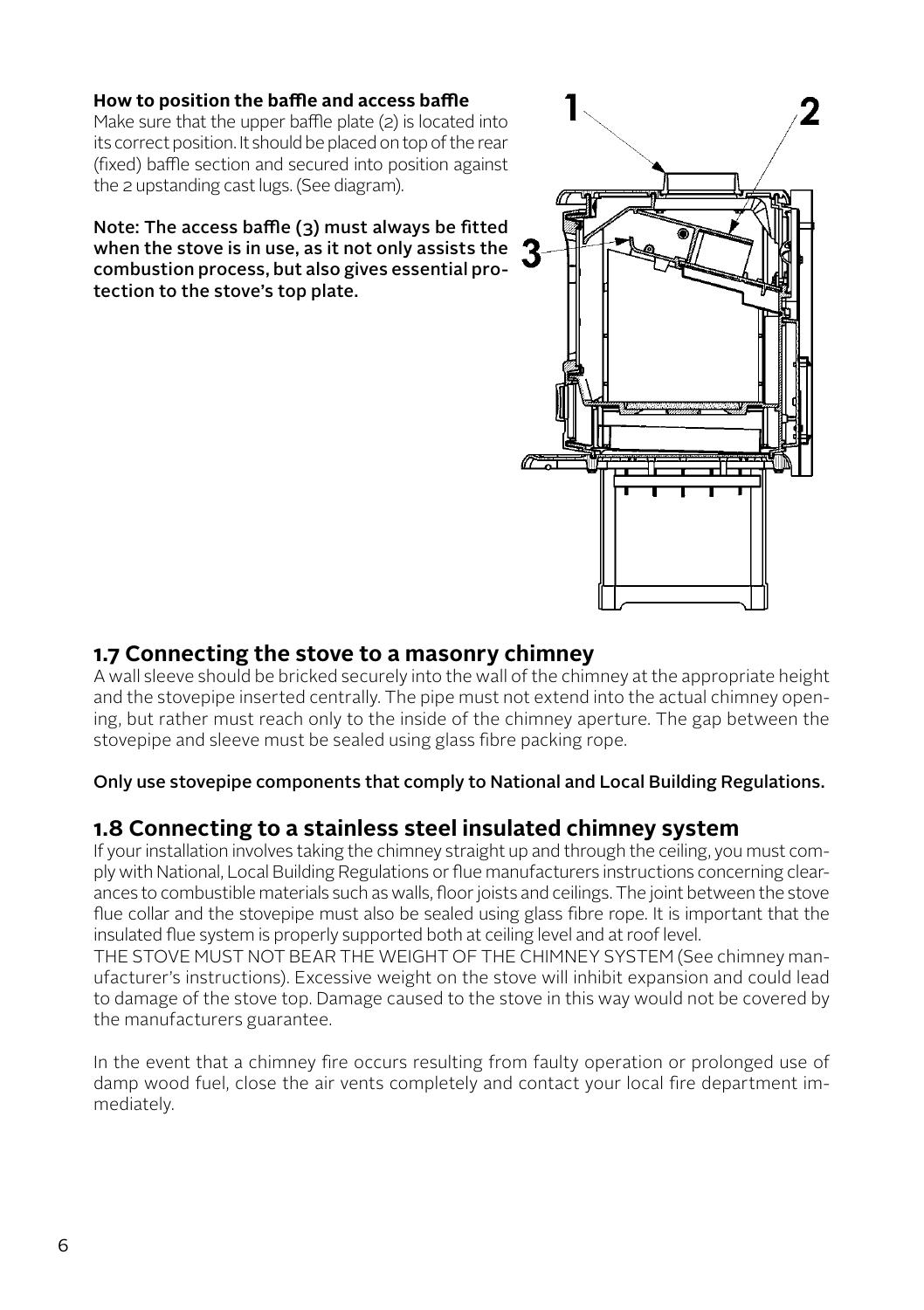**How to position the baffle and access baffle**

Make sure that the upper baffle plate (2) is located into its correct position. It should be placed on top of the rear (fixed) baffle section and secured into position against the 2 upstanding cast lugs. (See diagram).

**Note: The access baffle (3) must always be fitted when the stove is in use, as it not only assists the combustion process, but also gives essential protection to the stove's top plate.**

## 1.7 Connecting the stove to a masonry chimney

A wall sleeve should be bricked securely into the wall of the chimney at the appropriate height and the stovepipe inserted centrally. The pipe must not extend into the actual chimney opening, but rather must reach only to the inside of the chimney aperture. The gap between the stovepipe and sleeve must be sealed using glass fibre packing rope.

**Only use stovepipe components that comply to National and Local Building Regulations.**

## 1.8 Connecting to a stainless steel insulated chimney system

If your installation involves taking the chimney straight up and through the ceiling, you must comply with National, Local Building Regulations or flue manufacturers instructions concerning clearances to combustible materials such as walls, floor joists and ceilings. The joint between the stove flue collar and the stovepipe must also be sealed using glass fibre rope. It is important that the insulated flue system is properly supported both at ceiling level and at roof level.

THE STOVE MUST NOT BEAR THE WEIGHT OF THE CHIMNEY SYSTEM (See chimney manufacturer's instructions). Excessive weight on the stove will inhibit expansion and could lead to damage of the stove top. Damage caused to the stove in this way would not be covered by the manufacturers guarantee.

In the event that a chimney fire occurs resulting from faulty operation or prolonged use of damp wood fuel, close the air vents completely and contact your local fire department immediately.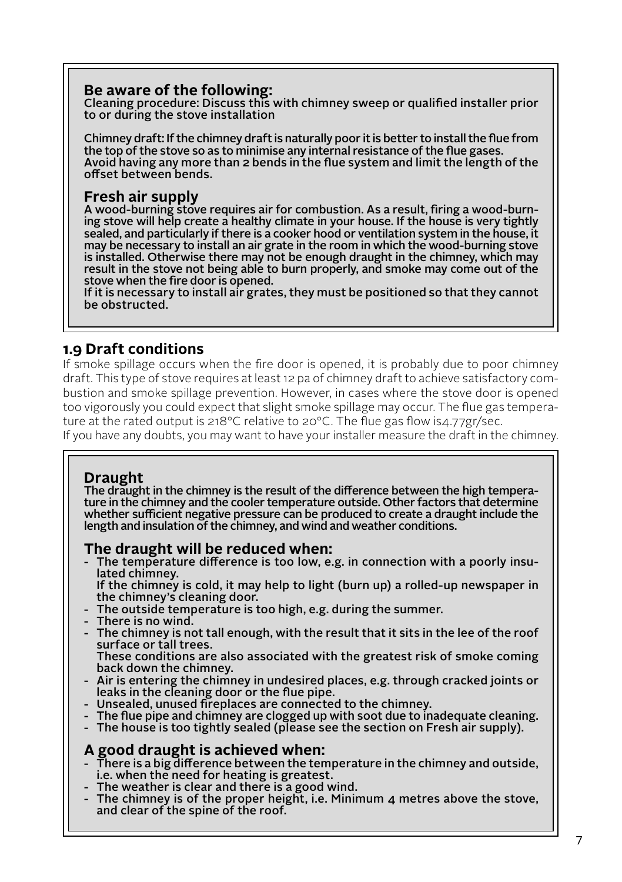**Be aware of the following:**
Cleaning procedure: Discuss this with chimney sweep or qualified installer prior to or during the stove installation

Chimney draft: If the chimney draft is naturally poor it is better to install the flue from the top of the stove so as to minimise any internal resistance of the flue gases. Avoid having any more than 2 bends in the flue system and limit the length of the offset between bends.

**Fresh air supply**
A wood-burning stove requires air for combustion. As a result, firing a wood-burning stove will help create a healthy climate in your house. If the house is very tightly sealed, and particularly if there is a cooker hood or ventilation system in the house, it may be necessary to install an air grate in the room in which the wood-burning stove is installed. Otherwise there may not be enough draught in the chimney, which may result in the stove not being able to burn properly, and smoke may come out of the stove when the fire door is opened.
If it is necessary to install air grates, they must be positioned so that they cannot be obstructed.

## 1.9 Draft conditions

If smoke spillage occurs when the fire door is opened, it is probably due to poor chimney draft. This type of stove requires at least 12 pa of chimney draft to achieve satisfactory combustion and smoke spillage prevention. However, in cases where the stove door is opened too vigorously you could expect that slight smoke spillage may occur. The flue gas temperature at the rated output is 218°C relative to 20°C. The flue gas flow is4.77gr/sec.
If you have any doubts, you may want to have your installer measure the draft in the chimney.

**Draught**
The draught in the chimney is the result of the difference between the high temperature in the chimney and the cooler temperature outside. Other factors that determine whether sufficient negative pressure can be produced to create a draught include the length and insulation of the chimney, and wind and weather conditions.

**The draught will be reduced when:**

- The temperature difference is too low, e.g. in connection with a poorly insulated chimney.
  If the chimney is cold, it may help to light (burn up) a rolled-up newspaper in the chimney's cleaning door.
- The outside temperature is too high, e.g. during the summer.
- There is no wind.
- The chimney is not tall enough, with the result that it sits in the lee of the roof surface or tall trees.
  These conditions are also associated with the greatest risk of smoke coming back down the chimney.
- Air is entering the chimney in undesired places, e.g. through cracked joints or leaks in the cleaning door or the flue pipe.
- Unsealed, unused fireplaces are connected to the chimney.
- The flue pipe and chimney are clogged up with soot due to inadequate cleaning.
- The house is too tightly sealed (please see the section on Fresh air supply).

**A good draught is achieved when:**

- There is a big difference between the temperature in the chimney and outside, i.e. when the need for heating is greatest.
- The weather is clear and there is a good wind.
- The chimney is of the proper height, i.e. Minimum 4 metres above the stove, and clear of the spine of the roof.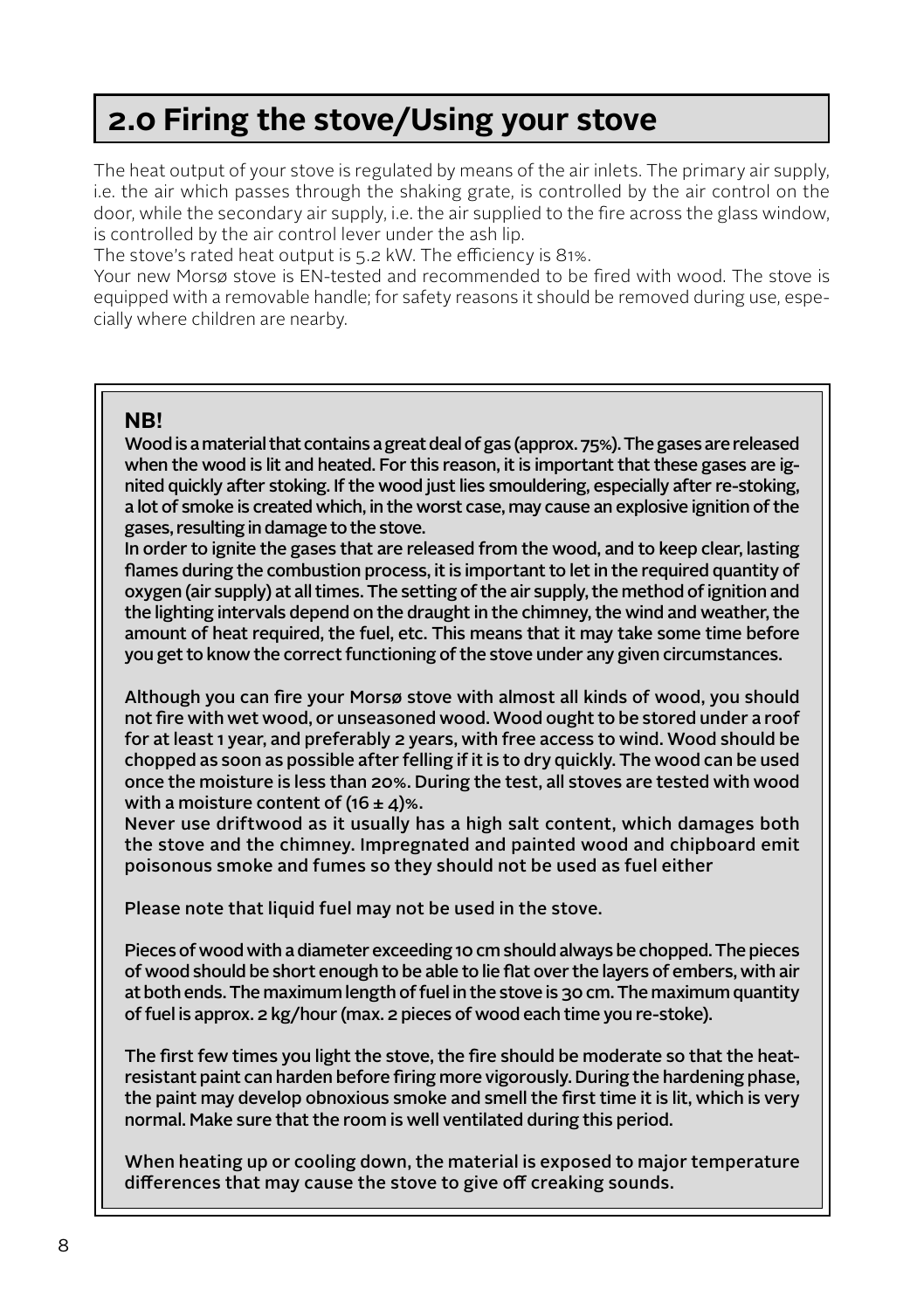# 2.0 Firing the stove/Using your stove

The heat output of your stove is regulated by means of the air inlets. The primary air supply, i.e. the air which passes through the shaking grate, is controlled by the air control on the door, while the secondary air supply, i.e. the air supplied to the fire across the glass window, is controlled by the air control lever under the ash lip.
The stove's rated heat output is 5.2 kW. The efficiency is 81%.
Your new Morsø stove is EN-tested and recommended to be fired with wood. The stove is equipped with a removable handle; for safety reasons it should be removed during use, especially where children are nearby.

**NB!**

**Wood is a material that contains a great deal of gas (approx. 75%). The gases are released when the wood is lit and heated. For this reason, it is important that these gases are ignited quickly after stoking. If the wood just lies smouldering, especially after re-stoking, a lot of smoke is created which, in the worst case, may cause an explosive ignition of the gases, resulting in damage to the stove.**
**In order to ignite the gases that are released from the wood, and to keep clear, lasting flames during the combustion process, it is important to let in the required quantity of oxygen (air supply) at all times. The setting of the air supply, the method of ignition and the lighting intervals depend on the draught in the chimney, the wind and weather, the amount of heat required, the fuel, etc. This means that it may take some time before you get to know the correct functioning of the stove under any given circumstances.**

**Although you can fire your Morsø stove with almost all kinds of wood, you should not fire with wet wood, or unseasoned wood. Wood ought to be stored under a roof for at least 1 year, and preferably 2 years, with free access to wind. Wood should be chopped as soon as possible after felling if it is to dry quickly. The wood can be used once the moisture is less than 20%. During the test, all stoves are tested with wood with a moisture content of (16 ± 4)%.**
**Never use driftwood as it usually has a high salt content, which damages both the stove and the chimney. Impregnated and painted wood and chipboard emit poisonous smoke and fumes so they should not be used as fuel either**

**Please note that liquid fuel may not be used in the stove.**

**Pieces of wood with a diameter exceeding 10 cm should always be chopped. The pieces of wood should be short enough to be able to lie flat over the layers of embers, with air at both ends. The maximum length of fuel in the stove is 30 cm. The maximum quantity of fuel is approx. 2 kg/hour (max. 2 pieces of wood each time you re-stoke).**

**The first few times you light the stove, the fire should be moderate so that the heat-resistant paint can harden before firing more vigorously. During the hardening phase, the paint may develop obnoxious smoke and smell the first time it is lit, which is very normal. Make sure that the room is well ventilated during this period.**

**When heating up or cooling down, the material is exposed to major temperature differences that may cause the stove to give off creaking sounds.**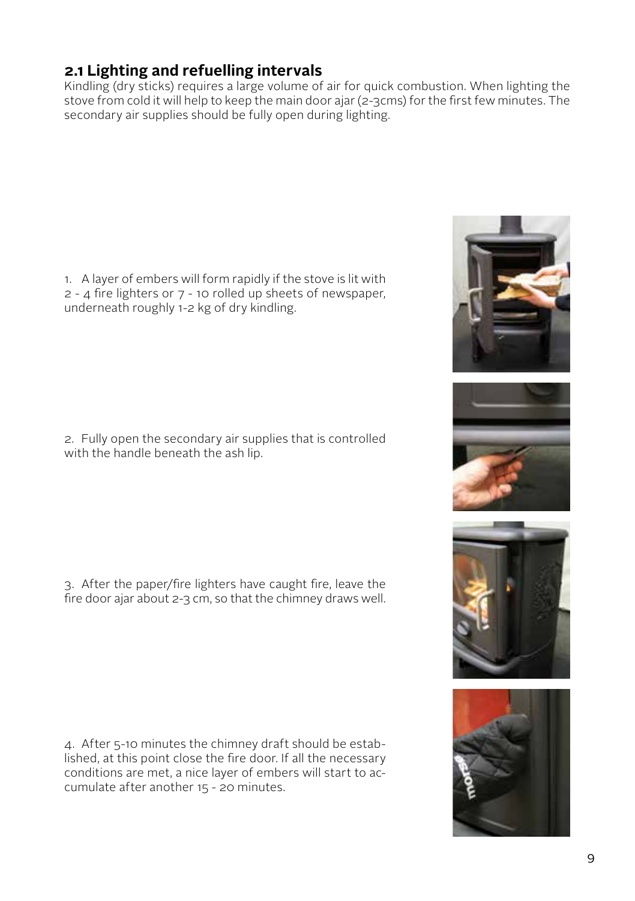## 2.1 Lighting and refuelling intervals

Kindling (dry sticks) requires a large volume of air for quick combustion. When lighting the stove from cold it will help to keep the main door ajar (2-3cms) for the first few minutes. The secondary air supplies should be fully open during lighting.

1. A layer of embers will form rapidly if the stove is lit with 2 - 4 fire lighters or 7 - 10 rolled up sheets of newspaper, underneath roughly 1-2 kg of dry kindling.

2. Fully open the secondary air supplies that is controlled with the handle beneath the ash lip.

3. After the paper/fire lighters have caught fire, leave the fire door ajar about 2-3 cm, so that the chimney draws well.

4. After 5-10 minutes the chimney draft should be established, at this point close the fire door. If all the necessary conditions are met, a nice layer of embers will start to accumulate after another 15 - 20 minutes.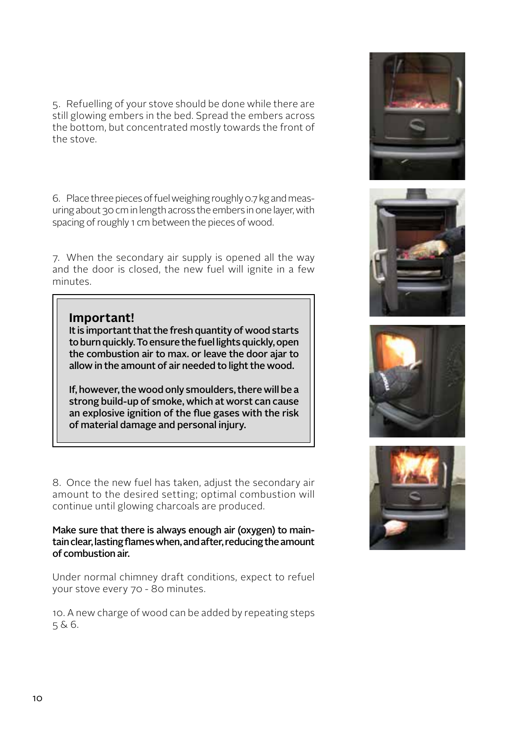5. Refuelling of your stove should be done while there are still glowing embers in the bed. Spread the embers across the bottom, but concentrated mostly towards the front of the stove.

6. Place three pieces of fuel weighing roughly 0.7 kg and measuring about 30 cm in length across the embers in one layer, with spacing of roughly 1 cm between the pieces of wood.

7. When the secondary air supply is opened all the way and the door is closed, the new fuel will ignite in a few minutes.

> ### Important!
> **It is important that the fresh quantity of wood starts to burn quickly. To ensure the fuel lights quickly, open the combustion air to max. or leave the door ajar to allow in the amount of air needed to light the wood.**
>
> **If, however, the wood only smoulders, there will be a strong build-up of smoke, which at worst can cause an explosive ignition of the flue gases with the risk of material damage and personal injury.**

8. Once the new fuel has taken, adjust the secondary air amount to the desired setting; optimal combustion will continue until glowing charcoals are produced.

**Make sure that there is always enough air (oxygen) to maintain clear, lasting flames when, and after, reducing the amount of combustion air.**

Under normal chimney draft conditions, expect to refuel your stove every 70 - 80 minutes.

10. A new charge of wood can be added by repeating steps 5 & 6.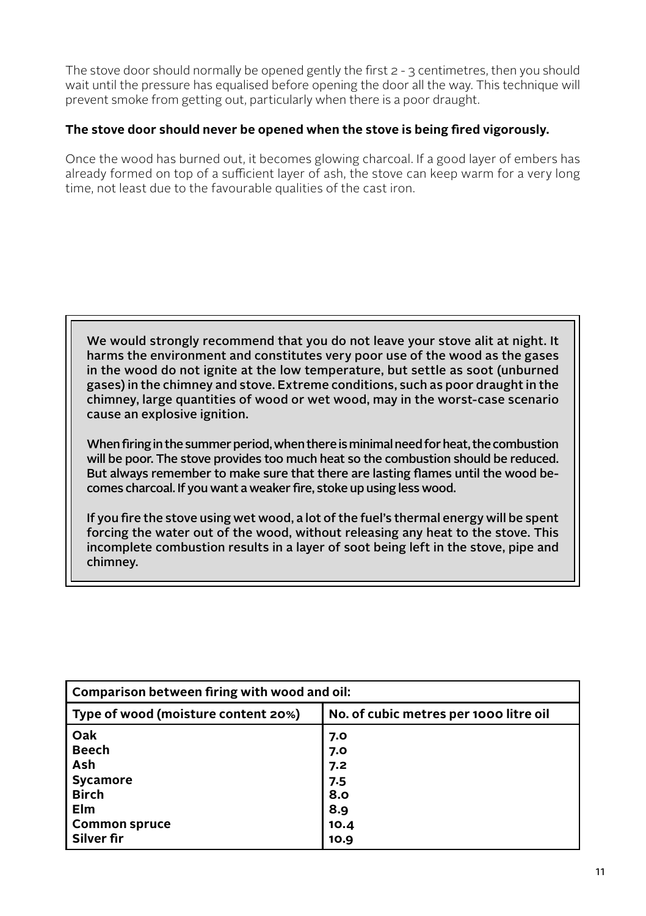The stove door should normally be opened gently the first 2 - 3 centimetres, then you should wait until the pressure has equalised before opening the door all the way. This technique will prevent smoke from getting out, particularly when there is a poor draught.

**The stove door should never be opened when the stove is being fired vigorously.**

Once the wood has burned out, it becomes glowing charcoal. If a good layer of embers has already formed on top of a sufficient layer of ash, the stove can keep warm for a very long time, not least due to the favourable qualities of the cast iron.

> We would strongly recommend that you do not leave your stove alit at night. It harms the environment and constitutes very poor use of the wood as the gases in the wood do not ignite at the low temperature, but settle as soot (unburned gases) in the chimney and stove. Extreme conditions, such as poor draught in the chimney, large quantities of wood or wet wood, may in the worst-case scenario cause an explosive ignition.
>
> When firing in the summer period, when there is minimal need for heat, the combustion will be poor. The stove provides too much heat so the combustion should be reduced. But always remember to make sure that there are lasting flames until the wood becomes charcoal. If you want a weaker fire, stoke up using less wood.
>
> If you fire the stove using wet wood, a lot of the fuel's thermal energy will be spent forcing the water out of the wood, without releasing any heat to the stove. This incomplete combustion results in a layer of soot being left in the stove, pipe and chimney.

**Comparison between firing with wood and oil:**

| Type of wood (moisture content 20%) | No. of cubic metres per 1000 litre oil |
|---|---|
| Oak | 7.0 |
| Beech | 7.0 |
| Ash | 7.2 |
| Sycamore | 7.5 |
| Birch | 8.0 |
| Elm | 8.9 |
| Common spruce | 10.4 |
| Silver fir | 10.9 |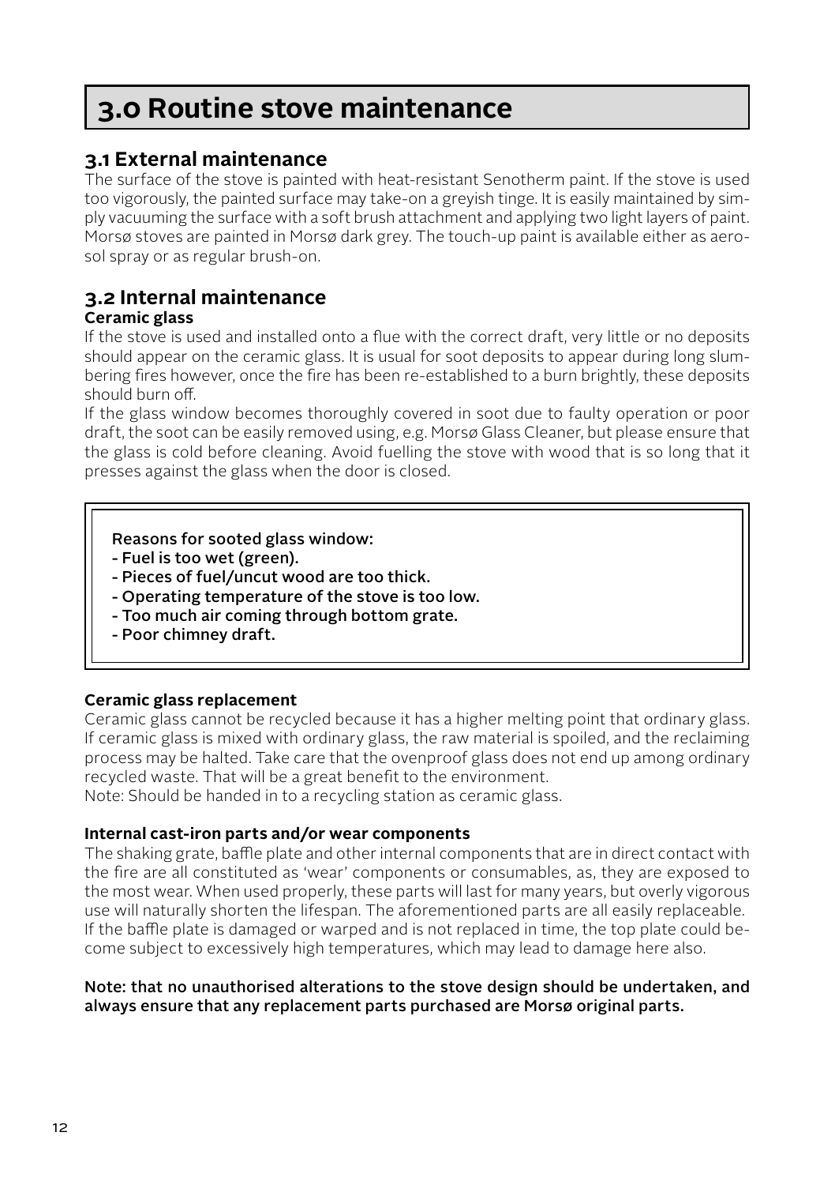# 3.0 Routine stove maintenance

## 3.1 External maintenance

The surface of the stove is painted with heat-resistant Senotherm paint. If the stove is used too vigorously, the painted surface may take-on a greyish tinge. It is easily maintained by simply vacuuming the surface with a soft brush attachment and applying two light layers of paint. Morsø stoves are painted in Morsø dark grey. The touch-up paint is available either as aerosol spray or as regular brush-on.

## 3.2 Internal maintenance

**Ceramic glass**

If the stove is used and installed onto a flue with the correct draft, very little or no deposits should appear on the ceramic glass. It is usual for soot deposits to appear during long slumbering fires however, once the fire has been re-established to a burn brightly, these deposits should burn off.

If the glass window becomes thoroughly covered in soot due to faulty operation or poor draft, the soot can be easily removed using, e.g. Morsø Glass Cleaner, but please ensure that the glass is cold before cleaning. Avoid fuelling the stove with wood that is so long that it presses against the glass when the door is closed.

**Reasons for sooted glass window:**
- **Fuel is too wet (green).**
- **Pieces of fuel/uncut wood are too thick.**
- **Operating temperature of the stove is too low.**
- **Too much air coming through bottom grate.**
- **Poor chimney draft.**

**Ceramic glass replacement**

Ceramic glass cannot be recycled because it has a higher melting point that ordinary glass. If ceramic glass is mixed with ordinary glass, the raw material is spoiled, and the reclaiming process may be halted. Take care that the ovenproof glass does not end up among ordinary recycled waste. That will be a great benefit to the environment.
Note: Should be handed in to a recycling station as ceramic glass.

**Internal cast-iron parts and/or wear components**

The shaking grate, baffle plate and other internal components that are in direct contact with the fire are all constituted as 'wear' components or consumables, as, they are exposed to the most wear. When used properly, these parts will last for many years, but overly vigorous use will naturally shorten the lifespan. The aforementioned parts are all easily replaceable. If the baffle plate is damaged or warped and is not replaced in time, the top plate could become subject to excessively high temperatures, which may lead to damage here also.

**Note: that no unauthorised alterations to the stove design should be undertaken, and always ensure that any replacement parts purchased are Morsø original parts.**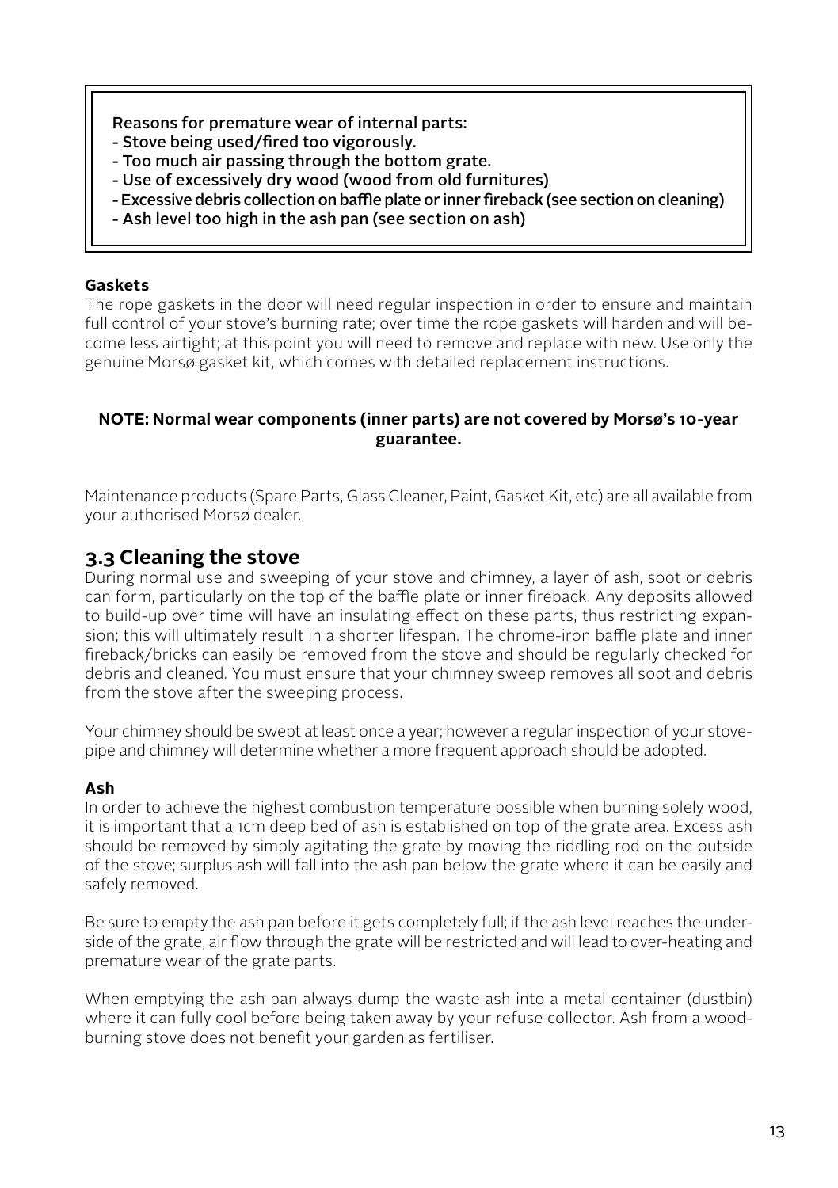Reasons for premature wear of internal parts:
- Stove being used/fired too vigorously.
- Too much air passing through the bottom grate.
- Use of excessively dry wood (wood from old furnitures)
- Excessive debris collection on baffle plate or inner fireback (see section on cleaning)
- Ash level too high in the ash pan (see section on ash)

**Gaskets**

The rope gaskets in the door will need regular inspection in order to ensure and maintain full control of your stove's burning rate; over time the rope gaskets will harden and will become less airtight; at this point you will need to remove and replace with new. Use only the genuine Morsø gasket kit, which comes with detailed replacement instructions.

**NOTE: Normal wear components (inner parts) are not covered by Morsø's 10-year guarantee.**

Maintenance products (Spare Parts, Glass Cleaner, Paint, Gasket Kit, etc) are all available from your authorised Morsø dealer.

## 3.3 Cleaning the stove

During normal use and sweeping of your stove and chimney, a layer of ash, soot or debris can form, particularly on the top of the baffle plate or inner fireback. Any deposits allowed to build-up over time will have an insulating effect on these parts, thus restricting expansion; this will ultimately result in a shorter lifespan. The chrome-iron baffle plate and inner fireback/bricks can easily be removed from the stove and should be regularly checked for debris and cleaned. You must ensure that your chimney sweep removes all soot and debris from the stove after the sweeping process.

Your chimney should be swept at least once a year; however a regular inspection of your stovepipe and chimney will determine whether a more frequent approach should be adopted.

**Ash**

In order to achieve the highest combustion temperature possible when burning solely wood, it is important that a 1cm deep bed of ash is established on top of the grate area. Excess ash should be removed by simply agitating the grate by moving the riddling rod on the outside of the stove; surplus ash will fall into the ash pan below the grate where it can be easily and safely removed.

Be sure to empty the ash pan before it gets completely full; if the ash level reaches the underside of the grate, air flow through the grate will be restricted and will lead to over-heating and premature wear of the grate parts.

When emptying the ash pan always dump the waste ash into a metal container (dustbin) where it can fully cool before being taken away by your refuse collector. Ash from a wood-burning stove does not benefit your garden as fertiliser.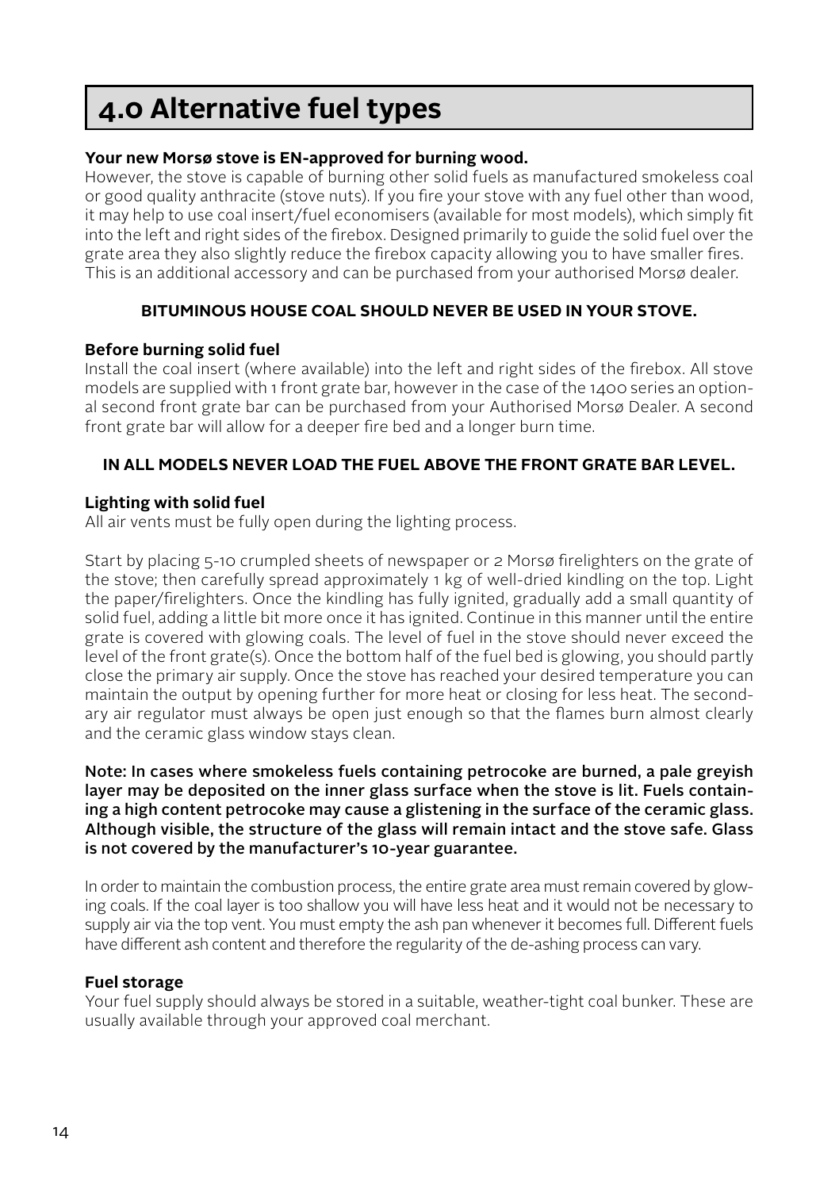# 4.0 Alternative fuel types

**Your new Morsø stove is EN-approved for burning wood.**
However, the stove is capable of burning other solid fuels as manufactured smokeless coal or good quality anthracite (stove nuts). If you fire your stove with any fuel other than wood, it may help to use coal insert/fuel economisers (available for most models), which simply fit into the left and right sides of the firebox. Designed primarily to guide the solid fuel over the grate area they also slightly reduce the firebox capacity allowing you to have smaller fires. This is an additional accessory and can be purchased from your authorised Morsø dealer.

**BITUMINOUS HOUSE COAL SHOULD NEVER BE USED IN YOUR STOVE.**

**Before burning solid fuel**
Install the coal insert (where available) into the left and right sides of the firebox. All stove models are supplied with 1 front grate bar, however in the case of the 1400 series an optional second front grate bar can be purchased from your Authorised Morsø Dealer. A second front grate bar will allow for a deeper fire bed and a longer burn time.

**IN ALL MODELS NEVER LOAD THE FUEL ABOVE THE FRONT GRATE BAR LEVEL.**

**Lighting with solid fuel**
All air vents must be fully open during the lighting process.

Start by placing 5-10 crumpled sheets of newspaper or 2 Morsø firelighters on the grate of the stove; then carefully spread approximately 1 kg of well-dried kindling on the top. Light the paper/firelighters. Once the kindling has fully ignited, gradually add a small quantity of solid fuel, adding a little bit more once it has ignited. Continue in this manner until the entire grate is covered with glowing coals. The level of fuel in the stove should never exceed the level of the front grate(s). Once the bottom half of the fuel bed is glowing, you should partly close the primary air supply. Once the stove has reached your desired temperature you can maintain the output by opening further for more heat or closing for less heat. The secondary air regulator must always be open just enough so that the flames burn almost clearly and the ceramic glass window stays clean.

**Note: In cases where smokeless fuels containing petrocoke are burned, a pale greyish layer may be deposited on the inner glass surface when the stove is lit. Fuels containing a high content petrocoke may cause a glistening in the surface of the ceramic glass. Although visible, the structure of the glass will remain intact and the stove safe. Glass is not covered by the manufacturer's 10-year guarantee.**

In order to maintain the combustion process, the entire grate area must remain covered by glowing coals. If the coal layer is too shallow you will have less heat and it would not be necessary to supply air via the top vent. You must empty the ash pan whenever it becomes full. Different fuels have different ash content and therefore the regularity of the de-ashing process can vary.

**Fuel storage**
Your fuel supply should always be stored in a suitable, weather-tight coal bunker. These are usually available through your approved coal merchant.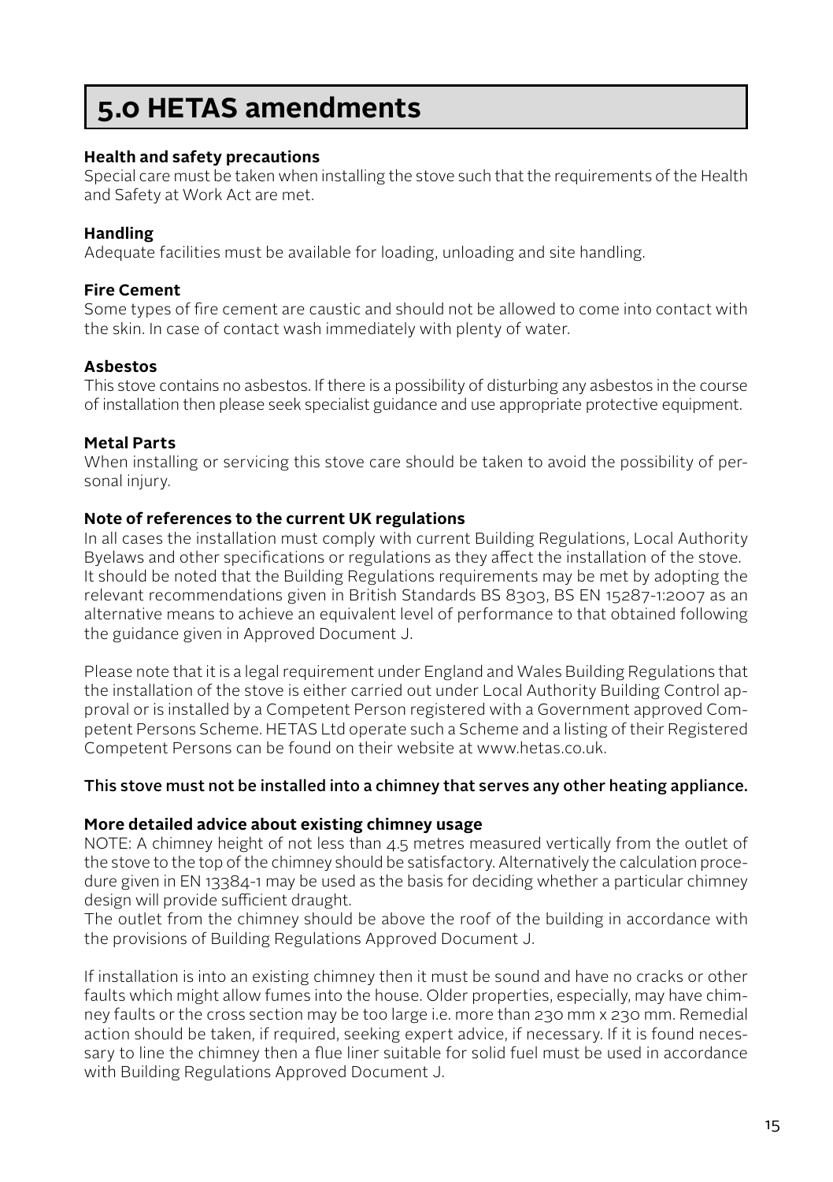# 5.0 HETAS amendments

**Health and safety precautions**
Special care must be taken when installing the stove such that the requirements of the Health and Safety at Work Act are met.

**Handling**
Adequate facilities must be available for loading, unloading and site handling.

**Fire Cement**
Some types of fire cement are caustic and should not be allowed to come into contact with the skin. In case of contact wash immediately with plenty of water.

**Asbestos**
This stove contains no asbestos. If there is a possibility of disturbing any asbestos in the course of installation then please seek specialist guidance and use appropriate protective equipment.

**Metal Parts**
When installing or servicing this stove care should be taken to avoid the possibility of personal injury.

**Note of references to the current UK regulations**
In all cases the installation must comply with current Building Regulations, Local Authority Byelaws and other specifications or regulations as they affect the installation of the stove.
It should be noted that the Building Regulations requirements may be met by adopting the relevant recommendations given in British Standards BS 8303, BS EN 15287-1:2007 as an alternative means to achieve an equivalent level of performance to that obtained following the guidance given in Approved Document J.

Please note that it is a legal requirement under England and Wales Building Regulations that the installation of the stove is either carried out under Local Authority Building Control approval or is installed by a Competent Person registered with a Government approved Competent Persons Scheme. HETAS Ltd operate such a Scheme and a listing of their Registered Competent Persons can be found on their website at www.hetas.co.uk.

This stove must not be installed into a chimney that serves any other heating appliance.

**More detailed advice about existing chimney usage**
NOTE: A chimney height of not less than 4.5 metres measured vertically from the outlet of the stove to the top of the chimney should be satisfactory. Alternatively the calculation procedure given in EN 13384-1 may be used as the basis for deciding whether a particular chimney design will provide sufficient draught.
The outlet from the chimney should be above the roof of the building in accordance with the provisions of Building Regulations Approved Document J.

If installation is into an existing chimney then it must be sound and have no cracks or other faults which might allow fumes into the house. Older properties, especially, may have chimney faults or the cross section may be too large i.e. more than 230 mm x 230 mm. Remedial action should be taken, if required, seeking expert advice, if necessary. If it is found necessary to line the chimney then a flue liner suitable for solid fuel must be used in accordance with Building Regulations Approved Document J.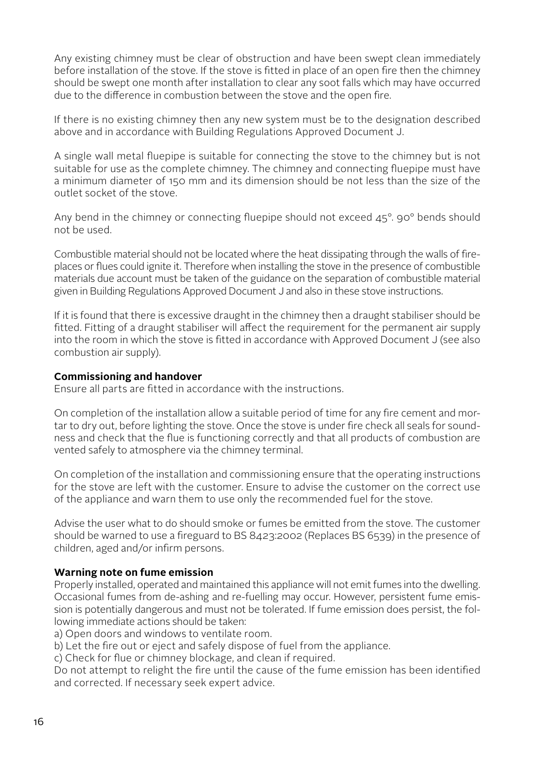Any existing chimney must be clear of obstruction and have been swept clean immediately before installation of the stove. If the stove is fitted in place of an open fire then the chimney should be swept one month after installation to clear any soot falls which may have occurred due to the difference in combustion between the stove and the open fire.

If there is no existing chimney then any new system must be to the designation described above and in accordance with Building Regulations Approved Document J.

A single wall metal fluepipe is suitable for connecting the stove to the chimney but is not suitable for use as the complete chimney. The chimney and connecting fluepipe must have a minimum diameter of 150 mm and its dimension should be not less than the size of the outlet socket of the stove.

Any bend in the chimney or connecting fluepipe should not exceed 45°. 90° bends should not be used.

Combustible material should not be located where the heat dissipating through the walls of fireplaces or flues could ignite it. Therefore when installing the stove in the presence of combustible materials due account must be taken of the guidance on the separation of combustible material given in Building Regulations Approved Document J and also in these stove instructions.

If it is found that there is excessive draught in the chimney then a draught stabiliser should be fitted. Fitting of a draught stabiliser will affect the requirement for the permanent air supply into the room in which the stove is fitted in accordance with Approved Document J (see also combustion air supply).

**Commissioning and handover**
Ensure all parts are fitted in accordance with the instructions.

On completion of the installation allow a suitable period of time for any fire cement and mortar to dry out, before lighting the stove. Once the stove is under fire check all seals for soundness and check that the flue is functioning correctly and that all products of combustion are vented safely to atmosphere via the chimney terminal.

On completion of the installation and commissioning ensure that the operating instructions for the stove are left with the customer. Ensure to advise the customer on the correct use of the appliance and warn them to use only the recommended fuel for the stove.

Advise the user what to do should smoke or fumes be emitted from the stove. The customer should be warned to use a fireguard to BS 8423:2002 (Replaces BS 6539) in the presence of children, aged and/or infirm persons.

**Warning note on fume emission**
Properly installed, operated and maintained this appliance will not emit fumes into the dwelling. Occasional fumes from de-ashing and re-fuelling may occur. However, persistent fume emission is potentially dangerous and must not be tolerated. If fume emission does persist, the following immediate actions should be taken:

a) Open doors and windows to ventilate room.
b) Let the fire out or eject and safely dispose of fuel from the appliance.
c) Check for flue or chimney blockage, and clean if required.

Do not attempt to relight the fire until the cause of the fume emission has been identified and corrected. If necessary seek expert advice.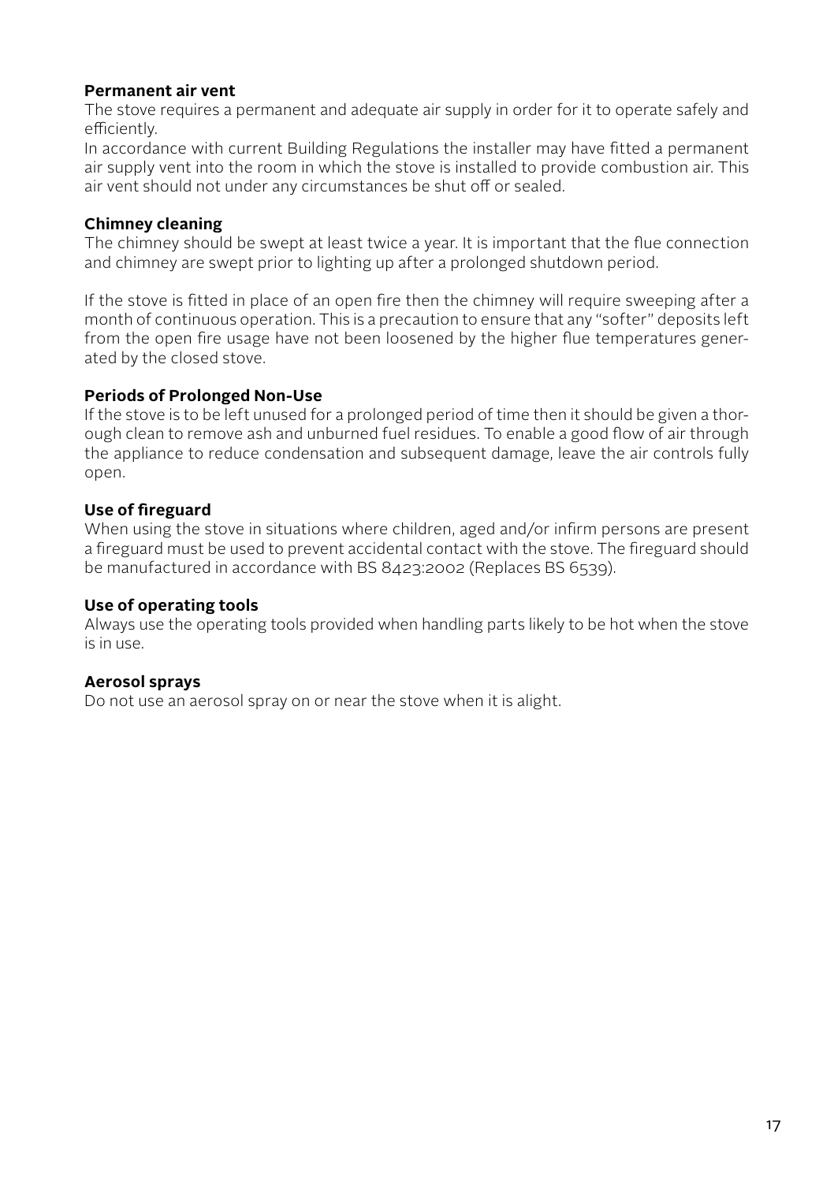### Permanent air vent

The stove requires a permanent and adequate air supply in order for it to operate safely and efficiently.
In accordance with current Building Regulations the installer may have fitted a permanent air supply vent into the room in which the stove is installed to provide combustion air. This air vent should not under any circumstances be shut off or sealed.

### Chimney cleaning

The chimney should be swept at least twice a year. It is important that the flue connection and chimney are swept prior to lighting up after a prolonged shutdown period.

If the stove is fitted in place of an open fire then the chimney will require sweeping after a month of continuous operation. This is a precaution to ensure that any "softer" deposits left from the open fire usage have not been loosened by the higher flue temperatures generated by the closed stove.

### Periods of Prolonged Non-Use

If the stove is to be left unused for a prolonged period of time then it should be given a thorough clean to remove ash and unburned fuel residues. To enable a good flow of air through the appliance to reduce condensation and subsequent damage, leave the air controls fully open.

### Use of fireguard

When using the stove in situations where children, aged and/or infirm persons are present a fireguard must be used to prevent accidental contact with the stove. The fireguard should be manufactured in accordance with BS 8423:2002 (Replaces BS 6539).

### Use of operating tools

Always use the operating tools provided when handling parts likely to be hot when the stove is in use.

### Aerosol sprays

Do not use an aerosol spray on or near the stove when it is alight.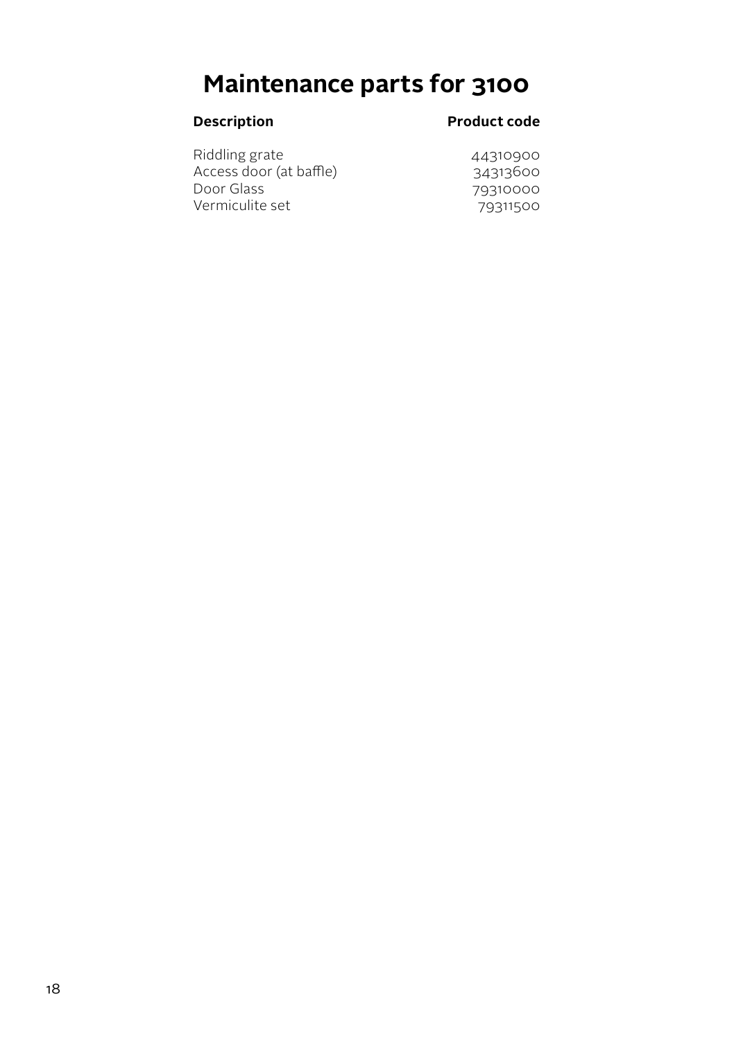# Maintenance parts for 3100

| Description | Product code |
| --- | --- |
| Riddling grate | 44310900 |
| Access door (at baffle) | 34313600 |
| Door Glass | 79310000 |
| Vermiculite set | 79311500 |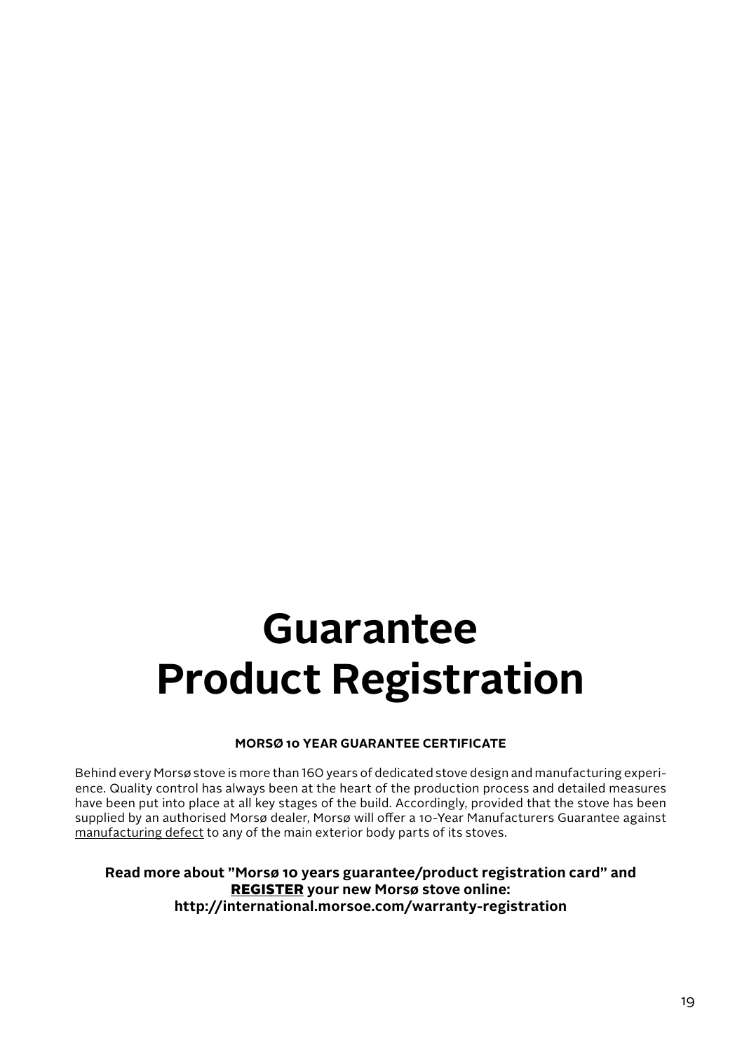# Guarantee
# Product Registration

**MORSØ 10 YEAR GUARANTEE CERTIFICATE**

Behind every Morsø stove is more than 160 years of dedicated stove design and manufacturing experience. Quality control has always been at the heart of the production process and detailed measures have been put into place at all key stages of the build. Accordingly, provided that the stove has been supplied by an authorised Morsø dealer, Morsø will offer a 10-Year Manufacturers Guarantee against manufacturing defect to any of the main exterior body parts of its stoves.

**Read more about "Morsø 10 years guarantee/product registration card" and REGISTER your new Morsø stove online: http://international.morsoe.com/warranty-registration**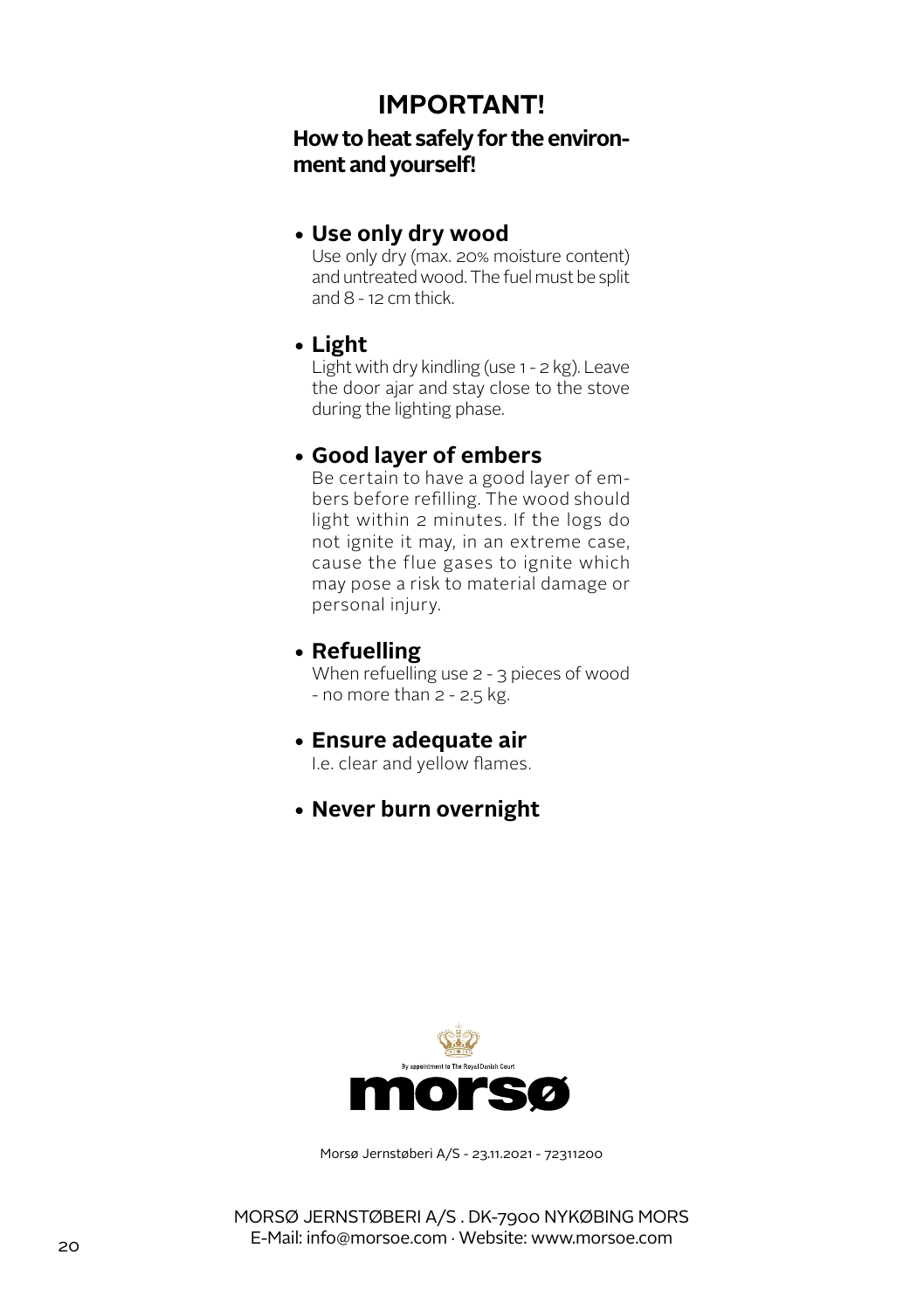# IMPORTANT!

## How to heat safely for the environment and yourself!

- **Use only dry wood**
  Use only dry (max. 20% moisture content) and untreated wood. The fuel must be split and 8 - 12 cm thick.

- **Light**
  Light with dry kindling (use 1 - 2 kg). Leave the door ajar and stay close to the stove during the lighting phase.

- **Good layer of embers**
  Be certain to have a good layer of embers before refilling. The wood should light within 2 minutes. If the logs do not ignite it may, in an extreme case, cause the flue gases to ignite which may pose a risk to material damage or personal injury.

- **Refuelling**
  When refuelling use 2 - 3 pieces of wood - no more than 2 - 2.5 kg.

- **Ensure adequate air**
  I.e. clear and yellow flames.

- **Never burn overnight**

By appointment to The Royal Danish Court

morsø

Morsø Jernstøberi A/S - 23.11.2021 - 72311200

MORSØ JERNSTØBERI A/S . DK-7900 NYKØBING MORS
E-Mail: info@morsoe.com · Website: www.morsoe.com